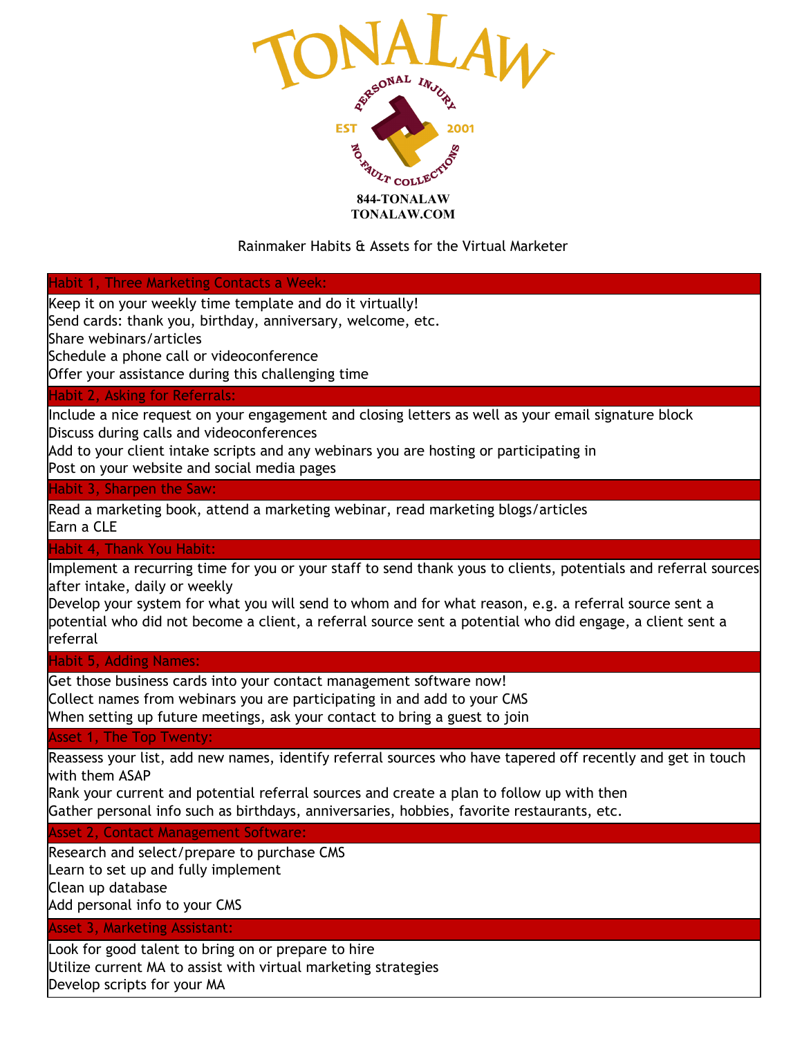# TONALAW

PERSONAL INJURY · EST 2001 · NO-FAULT COLLECTIONS

**844-TONALAW**
**TONALAW.COM**

Rainmaker Habits & Assets for the Virtual Marketer

| Habit 1, Three Marketing Contacts a Week: |
| --- |
| Keep it on your weekly time template and do it virtually!<br>Send cards: thank you, birthday, anniversary, welcome, etc.<br>Share webinars/articles<br>Schedule a phone call or videoconference<br>Offer your assistance during this challenging time |
| **Habit 2, Asking for Referrals:** |
| Include a nice request on your engagement and closing letters as well as your email signature block<br>Discuss during calls and videoconferences<br>Add to your client intake scripts and any webinars you are hosting or participating in<br>Post on your website and social media pages |
| **Habit 3, Sharpen the Saw:** |
| Read a marketing book, attend a marketing webinar, read marketing blogs/articles<br>Earn a CLE |
| **Habit 4, Thank You Habit:** |
| Implement a recurring time for you or your staff to send thank yous to clients, potentials and referral sources after intake, daily or weekly<br>Develop your system for what you will send to whom and for what reason, e.g. a referral source sent a potential who did not become a client, a referral source sent a potential who did engage, a client sent a referral |
| **Habit 5, Adding Names:** |
| Get those business cards into your contact management software now!<br>Collect names from webinars you are participating in and add to your CMS<br>When setting up future meetings, ask your contact to bring a guest to join |
| **Asset 1, The Top Twenty:** |
| Reassess your list, add new names, identify referral sources who have tapered off recently and get in touch with them ASAP<br>Rank your current and potential referral sources and create a plan to follow up with then<br>Gather personal info such as birthdays, anniversaries, hobbies, favorite restaurants, etc. |
| **Asset 2, Contact Management Software:** |
| Research and select/prepare to purchase CMS<br>Learn to set up and fully implement<br>Clean up database<br>Add personal info to your CMS |
| **Asset 3, Marketing Assistant:** |
| Look for good talent to bring on or prepare to hire<br>Utilize current MA to assist with virtual marketing strategies<br>Develop scripts for your MA |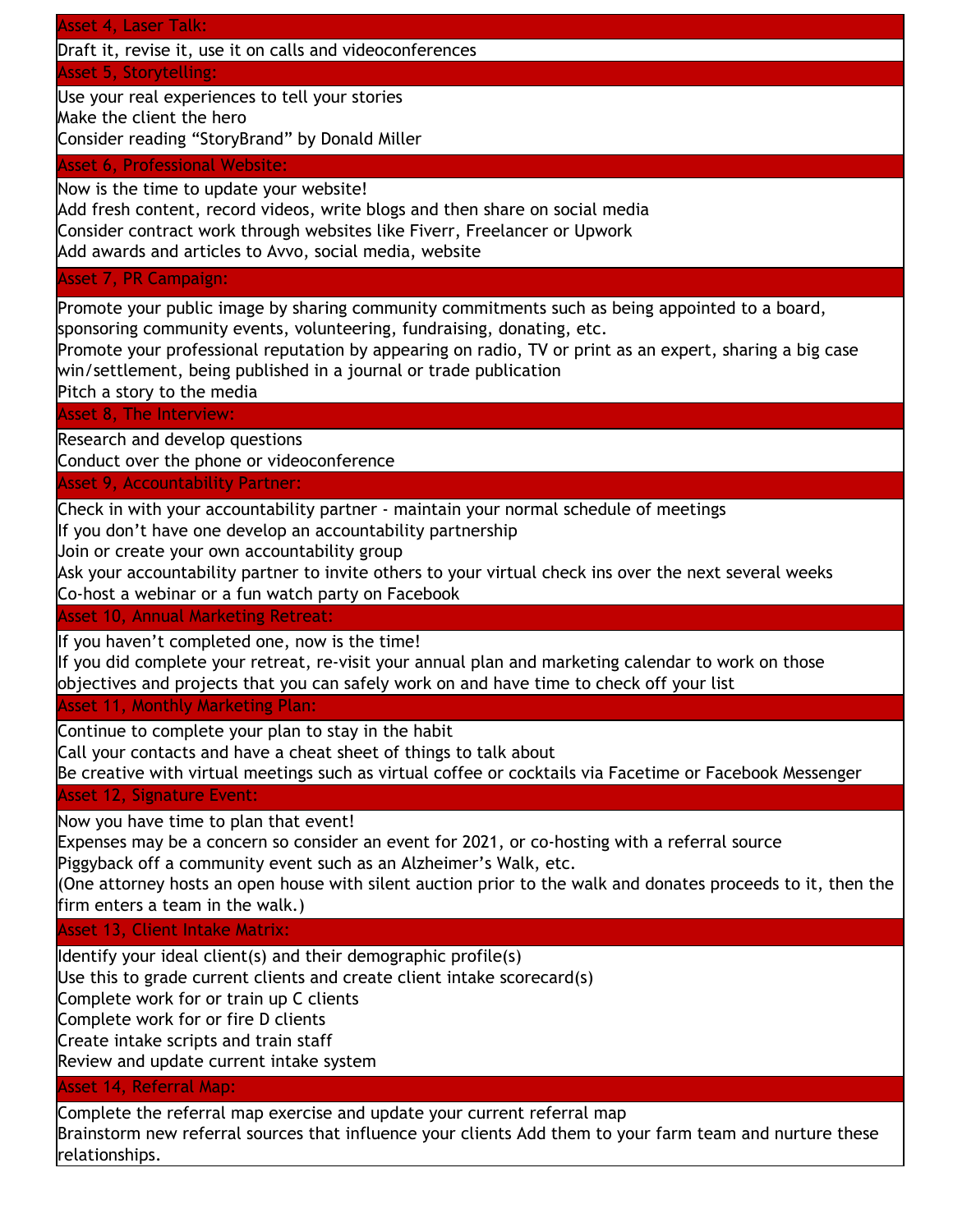### Asset 4, Laser Talk:

Draft it, revise it, use it on calls and videoconferences

### Asset 5, Storytelling:

Use your real experiences to tell your stories
Make the client the hero
Consider reading "StoryBrand" by Donald Miller

### Asset 6, Professional Website:

Now is the time to update your website!
Add fresh content, record videos, write blogs and then share on social media
Consider contract work through websites like Fiverr, Freelancer or Upwork
Add awards and articles to Avvo, social media, website

### Asset 7, PR Campaign:

Promote your public image by sharing community commitments such as being appointed to a board, sponsoring community events, volunteering, fundraising, donating, etc.
Promote your professional reputation by appearing on radio, TV or print as an expert, sharing a big case win/settlement, being published in a journal or trade publication
Pitch a story to the media

### Asset 8, The Interview:

Research and develop questions
Conduct over the phone or videoconference

### Asset 9, Accountability Partner:

Check in with your accountability partner - maintain your normal schedule of meetings
If you don't have one develop an accountability partnership
Join or create your own accountability group
Ask your accountability partner to invite others to your virtual check ins over the next several weeks
Co-host a webinar or a fun watch party on Facebook

### Asset 10, Annual Marketing Retreat:

If you haven't completed one, now is the time!
If you did complete your retreat, re-visit your annual plan and marketing calendar to work on those objectives and projects that you can safely work on and have time to check off your list

### Asset 11, Monthly Marketing Plan:

Continue to complete your plan to stay in the habit
Call your contacts and have a cheat sheet of things to talk about
Be creative with virtual meetings such as virtual coffee or cocktails via Facetime or Facebook Messenger

### Asset 12, Signature Event:

Now you have time to plan that event!
Expenses may be a concern so consider an event for 2021, or co-hosting with a referral source
Piggyback off a community event such as an Alzheimer's Walk, etc.
(One attorney hosts an open house with silent auction prior to the walk and donates proceeds to it, then the firm enters a team in the walk.)

### Asset 13, Client Intake Matrix:

Identify your ideal client(s) and their demographic profile(s)
Use this to grade current clients and create client intake scorecard(s)
Complete work for or train up C clients
Complete work for or fire D clients
Create intake scripts and train staff
Review and update current intake system

### Asset 14, Referral Map:

Complete the referral map exercise and update your current referral map
Brainstorm new referral sources that influence your clients Add them to your farm team and nurture these relationships.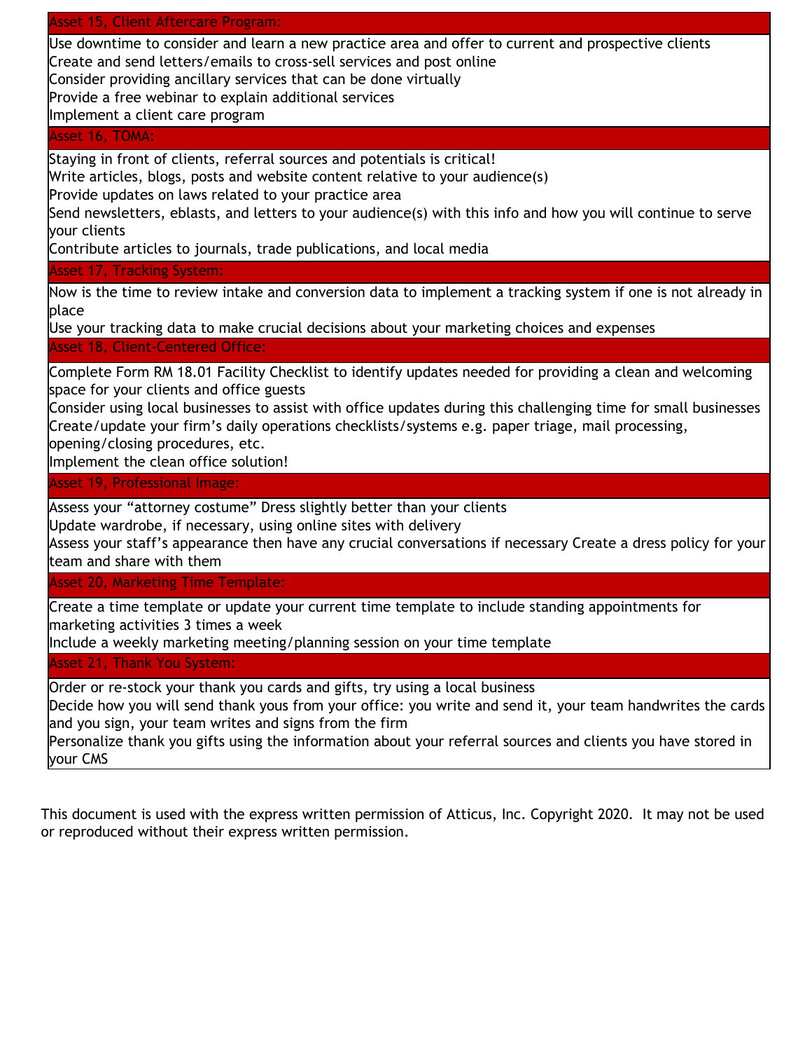| Asset 15, Client Aftercare Program: |
| --- |
| Use downtime to consider and learn a new practice area and offer to current and prospective clients<br>Create and send letters/emails to cross-sell services and post online<br>Consider providing ancillary services that can be done virtually<br>Provide a free webinar to explain additional services<br>Implement a client care program |
| Asset 16, TOMA: |
| Staying in front of clients, referral sources and potentials is critical!<br>Write articles, blogs, posts and website content relative to your audience(s)<br>Provide updates on laws related to your practice area<br>Send newsletters, eblasts, and letters to your audience(s) with this info and how you will continue to serve your clients<br>Contribute articles to journals, trade publications, and local media |
| Asset 17, Tracking System: |
| Now is the time to review intake and conversion data to implement a tracking system if one is not already in place<br>Use your tracking data to make crucial decisions about your marketing choices and expenses |
| Asset 18, Client-Centered Office: |
| Complete Form RM 18.01 Facility Checklist to identify updates needed for providing a clean and welcoming space for your clients and office guests<br>Consider using local businesses to assist with office updates during this challenging time for small businesses<br>Create/update your firm's daily operations checklists/systems e.g. paper triage, mail processing, opening/closing procedures, etc.<br>Implement the clean office solution! |
| Asset 19, Professional Image: |
| Assess your "attorney costume" Dress slightly better than your clients<br>Update wardrobe, if necessary, using online sites with delivery<br>Assess your staff's appearance then have any crucial conversations if necessary Create a dress policy for your team and share with them |
| Asset 20, Marketing Time Template: |
| Create a time template or update your current time template to include standing appointments for marketing activities 3 times a week<br>Include a weekly marketing meeting/planning session on your time template |
| Asset 21, Thank You System: |
| Order or re-stock your thank you cards and gifts, try using a local business<br>Decide how you will send thank yous from your office: you write and send it, your team handwrites the cards and you sign, your team writes and signs from the firm<br>Personalize thank you gifts using the information about your referral sources and clients you have stored in your CMS |

This document is used with the express written permission of Atticus, Inc. Copyright 2020. It may not be used or reproduced without their express written permission.